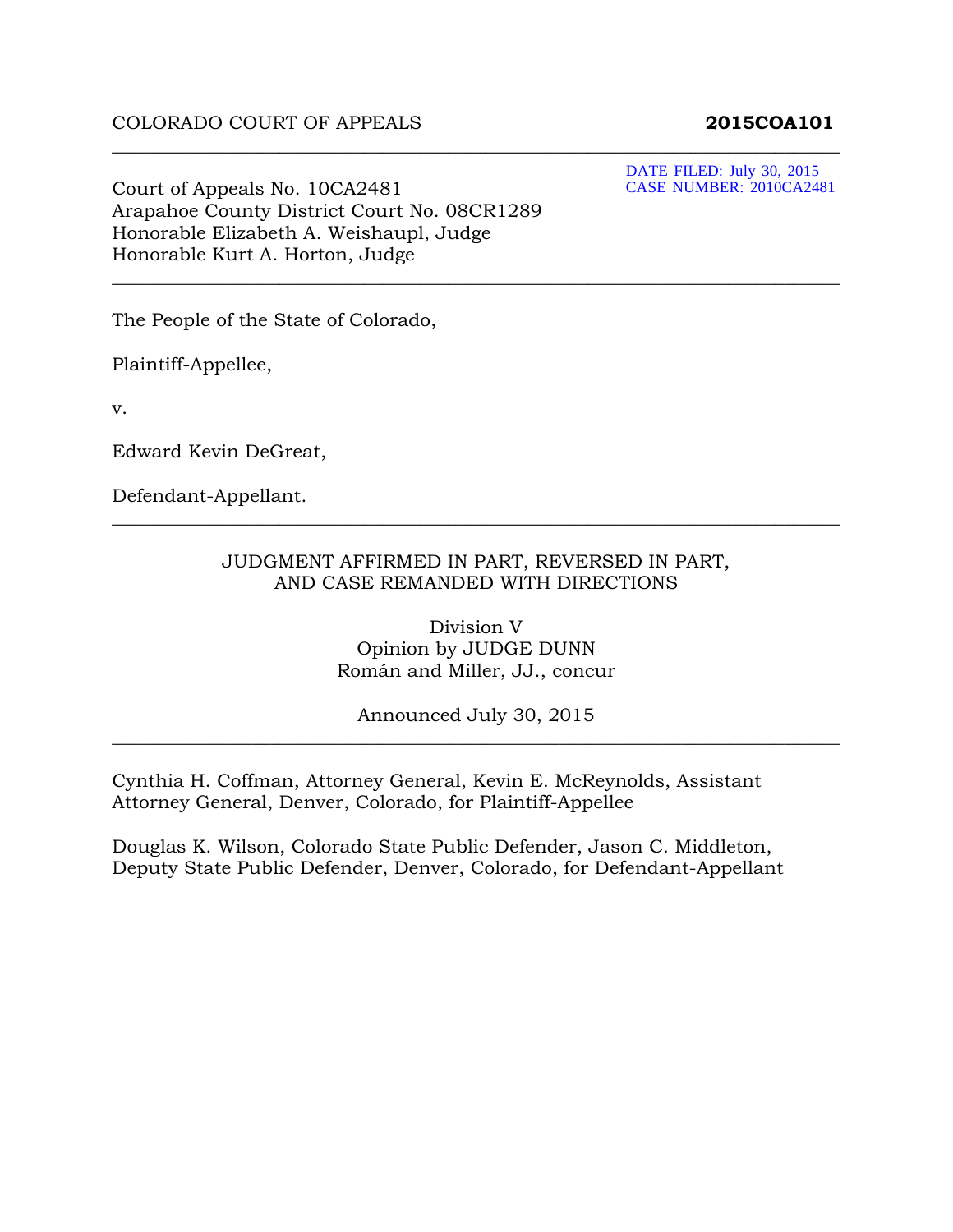COLORADO COURT OF APPEALS **2015COA101**

---

DATE FILED: July 30, 2015
CASE NUMBER: 2010CA2481

Court of Appeals No. 10CA2481
Arapahoe County District Court No. 08CR1289
Honorable Elizabeth A. Weishaupl, Judge
Honorable Kurt A. Horton, Judge

---

The People of the State of Colorado,

Plaintiff-Appellee,

v.

Edward Kevin DeGreat,

Defendant-Appellant.

---

JUDGMENT AFFIRMED IN PART, REVERSED IN PART,
AND CASE REMANDED WITH DIRECTIONS

Division V
Opinion by JUDGE DUNN
Román and Miller, JJ., concur

Announced July 30, 2015

---

Cynthia H. Coffman, Attorney General, Kevin E. McReynolds, Assistant Attorney General, Denver, Colorado, for Plaintiff-Appellee

Douglas K. Wilson, Colorado State Public Defender, Jason C. Middleton, Deputy State Public Defender, Denver, Colorado, for Defendant-Appellant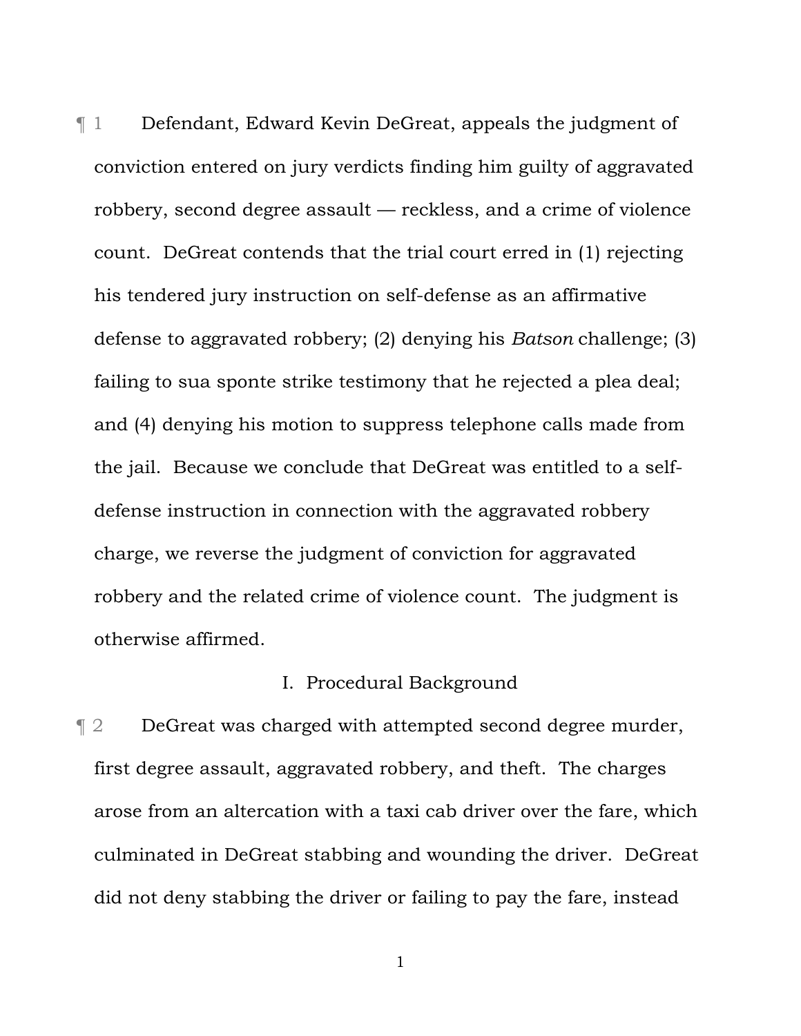¶ 1 Defendant, Edward Kevin DeGreat, appeals the judgment of conviction entered on jury verdicts finding him guilty of aggravated robbery, second degree assault — reckless, and a crime of violence count. DeGreat contends that the trial court erred in (1) rejecting his tendered jury instruction on self-defense as an affirmative defense to aggravated robbery; (2) denying his *Batson* challenge; (3) failing to sua sponte strike testimony that he rejected a plea deal; and (4) denying his motion to suppress telephone calls made from the jail. Because we conclude that DeGreat was entitled to a self-defense instruction in connection with the aggravated robbery charge, we reverse the judgment of conviction for aggravated robbery and the related crime of violence count. The judgment is otherwise affirmed.

## I. Procedural Background

¶ 2 DeGreat was charged with attempted second degree murder, first degree assault, aggravated robbery, and theft. The charges arose from an altercation with a taxi cab driver over the fare, which culminated in DeGreat stabbing and wounding the driver. DeGreat did not deny stabbing the driver or failing to pay the fare, instead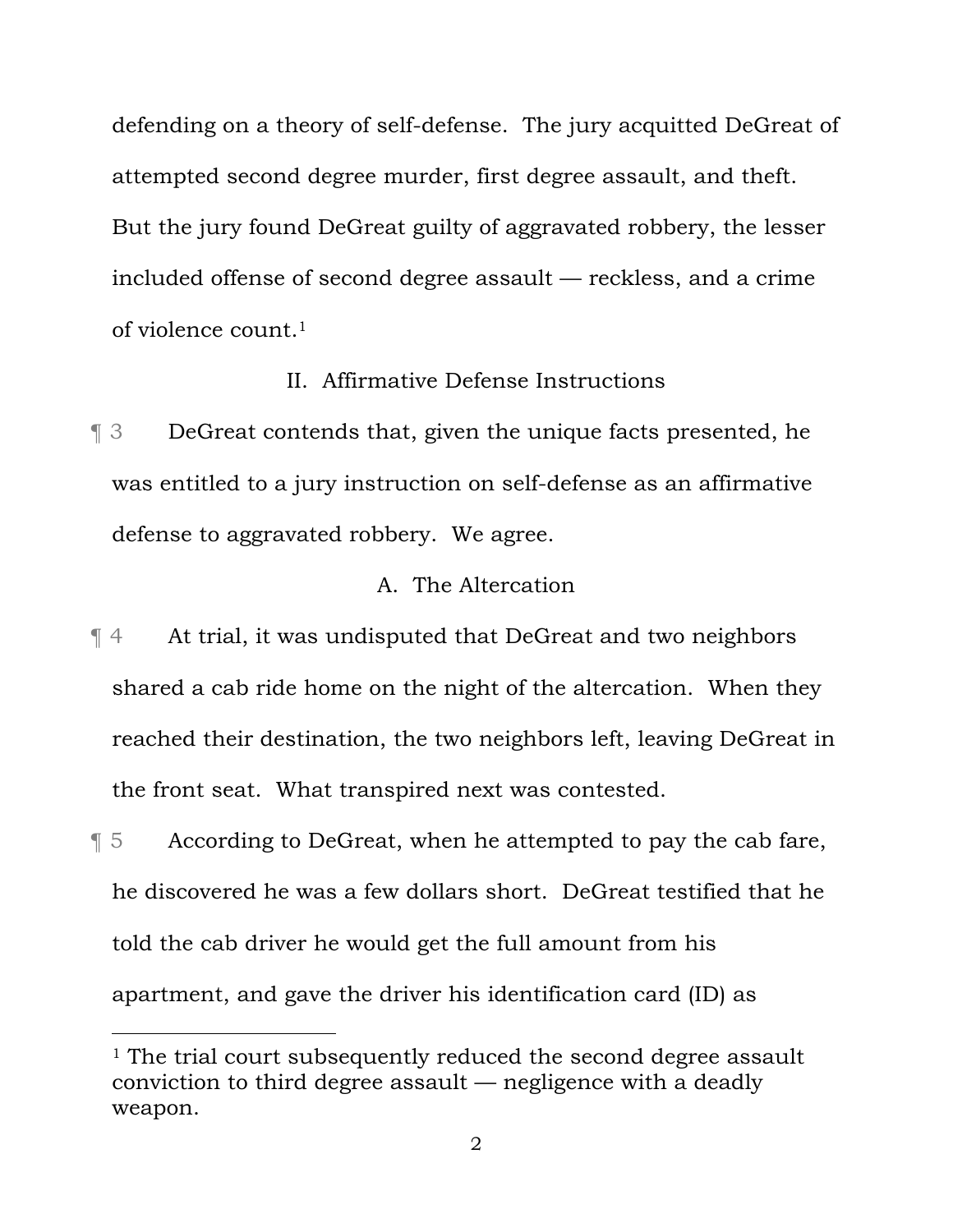defending on a theory of self-defense. The jury acquitted DeGreat of attempted second degree murder, first degree assault, and theft. But the jury found DeGreat guilty of aggravated robbery, the lesser included offense of second degree assault — reckless, and a crime of violence count.[1]

## II. Affirmative Defense Instructions

¶ 3 DeGreat contends that, given the unique facts presented, he was entitled to a jury instruction on self-defense as an affirmative defense to aggravated robbery. We agree.

### A. The Altercation

¶ 4 At trial, it was undisputed that DeGreat and two neighbors shared a cab ride home on the night of the altercation. When they reached their destination, the two neighbors left, leaving DeGreat in the front seat. What transpired next was contested.

¶ 5 According to DeGreat, when he attempted to pay the cab fare, he discovered he was a few dollars short. DeGreat testified that he told the cab driver he would get the full amount from his apartment, and gave the driver his identification card (ID) as

---

[1] The trial court subsequently reduced the second degree assault conviction to third degree assault — negligence with a deadly weapon.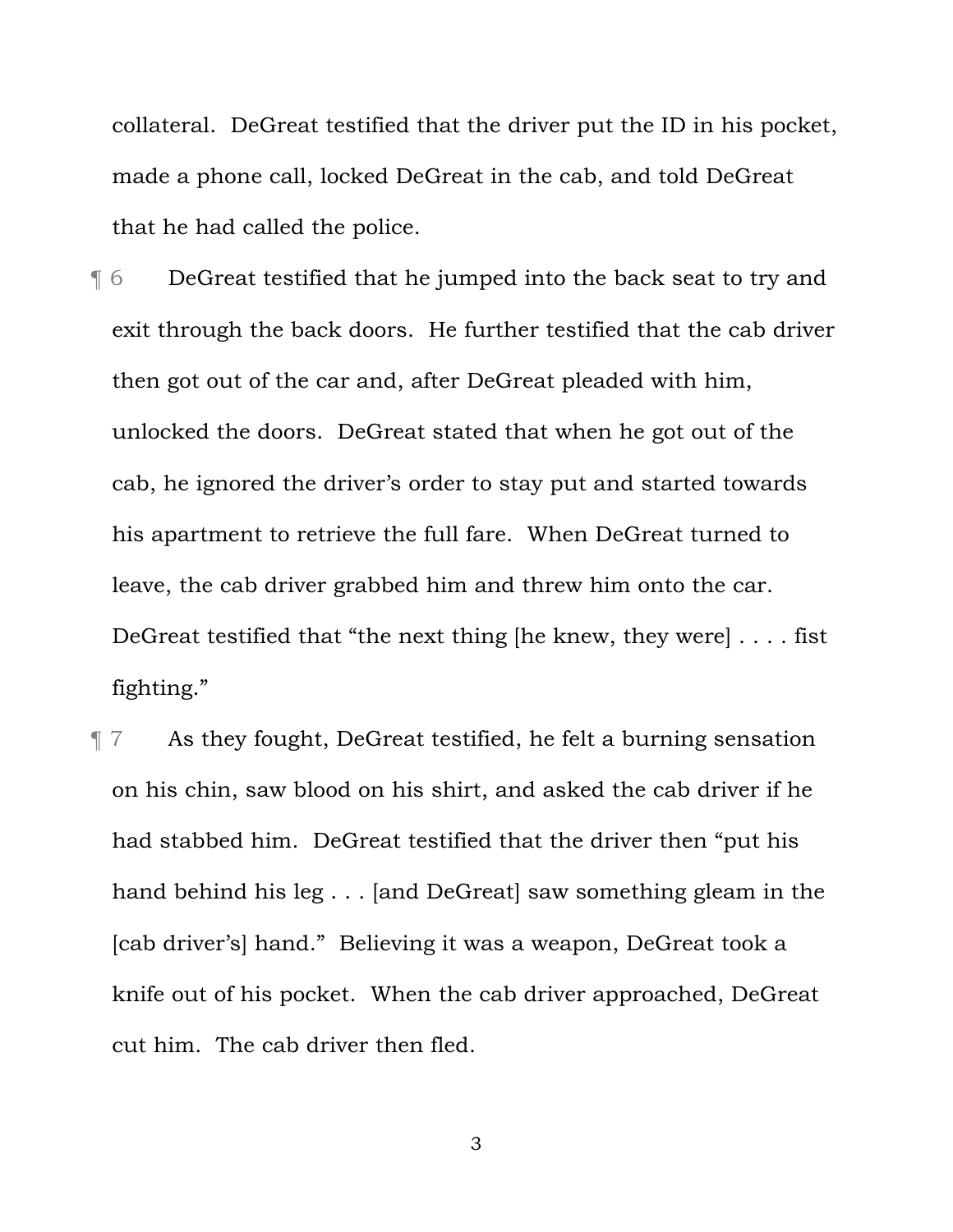collateral. DeGreat testified that the driver put the ID in his pocket, made a phone call, locked DeGreat in the cab, and told DeGreat that he had called the police.

¶ 6 DeGreat testified that he jumped into the back seat to try and exit through the back doors. He further testified that the cab driver then got out of the car and, after DeGreat pleaded with him, unlocked the doors. DeGreat stated that when he got out of the cab, he ignored the driver's order to stay put and started towards his apartment to retrieve the full fare. When DeGreat turned to leave, the cab driver grabbed him and threw him onto the car. DeGreat testified that "the next thing [he knew, they were] . . . . fist fighting."

¶ 7 As they fought, DeGreat testified, he felt a burning sensation on his chin, saw blood on his shirt, and asked the cab driver if he had stabbed him. DeGreat testified that the driver then "put his hand behind his leg . . . [and DeGreat] saw something gleam in the [cab driver's] hand." Believing it was a weapon, DeGreat took a knife out of his pocket. When the cab driver approached, DeGreat cut him. The cab driver then fled.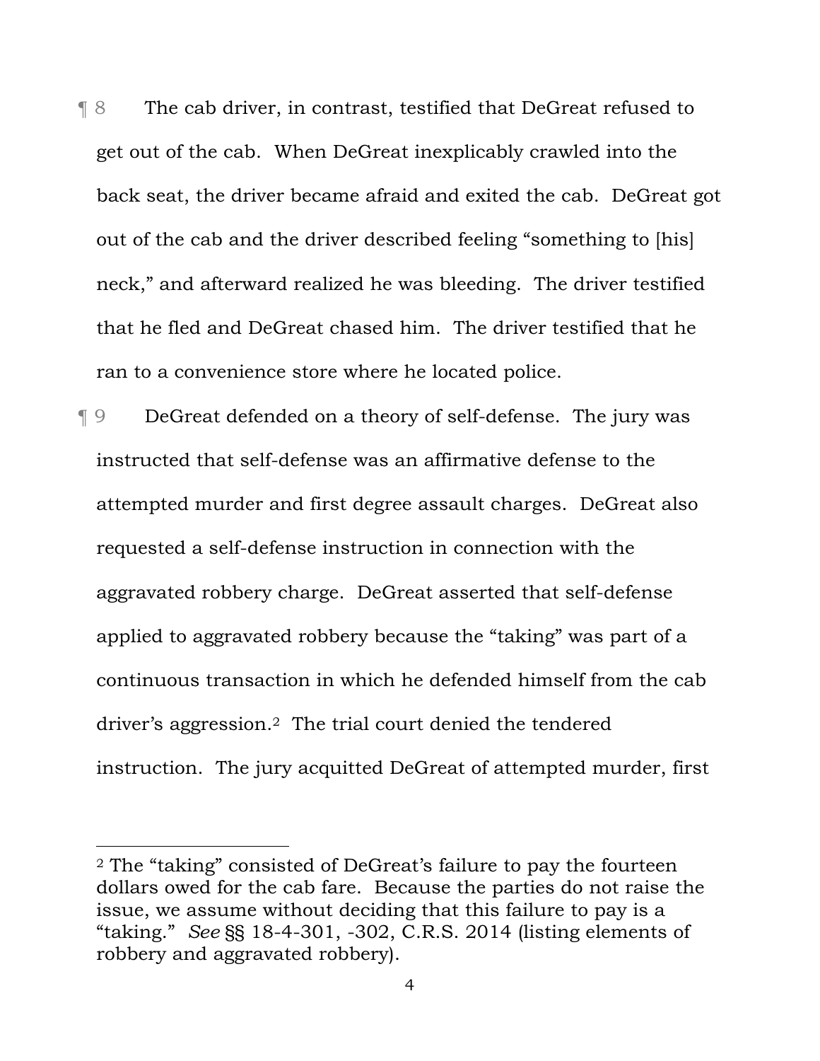¶ 8 The cab driver, in contrast, testified that DeGreat refused to get out of the cab. When DeGreat inexplicably crawled into the back seat, the driver became afraid and exited the cab. DeGreat got out of the cab and the driver described feeling "something to [his] neck," and afterward realized he was bleeding. The driver testified that he fled and DeGreat chased him. The driver testified that he ran to a convenience store where he located police.

¶ 9 DeGreat defended on a theory of self-defense. The jury was instructed that self-defense was an affirmative defense to the attempted murder and first degree assault charges. DeGreat also requested a self-defense instruction in connection with the aggravated robbery charge. DeGreat asserted that self-defense applied to aggravated robbery because the "taking" was part of a continuous transaction in which he defended himself from the cab driver's aggression.[2] The trial court denied the tendered instruction. The jury acquitted DeGreat of attempted murder, first

---

[2] The "taking" consisted of DeGreat's failure to pay the fourteen dollars owed for the cab fare. Because the parties do not raise the issue, we assume without deciding that this failure to pay is a "taking." *See* §§ 18-4-301, -302, C.R.S. 2014 (listing elements of robbery and aggravated robbery).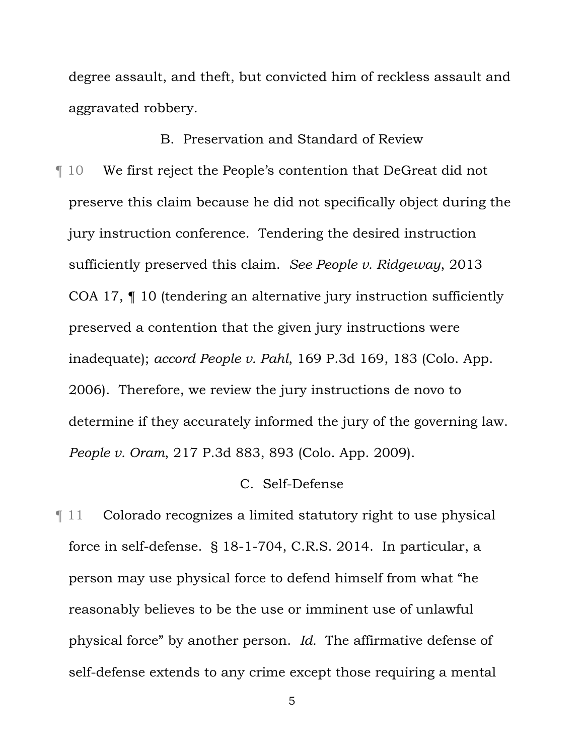degree assault, and theft, but convicted him of reckless assault and aggravated robbery.

### B. Preservation and Standard of Review

¶ 10 We first reject the People's contention that DeGreat did not preserve this claim because he did not specifically object during the jury instruction conference. Tendering the desired instruction sufficiently preserved this claim. *See People v. Ridgeway*, 2013 COA 17, ¶ 10 (tendering an alternative jury instruction sufficiently preserved a contention that the given jury instructions were inadequate); *accord People v. Pahl*, 169 P.3d 169, 183 (Colo. App. 2006). Therefore, we review the jury instructions de novo to determine if they accurately informed the jury of the governing law. *People v. Oram*, 217 P.3d 883, 893 (Colo. App. 2009).

### C. Self-Defense

¶ 11 Colorado recognizes a limited statutory right to use physical force in self-defense. § 18-1-704, C.R.S. 2014. In particular, a person may use physical force to defend himself from what "he reasonably believes to be the use or imminent use of unlawful physical force" by another person. *Id.* The affirmative defense of self-defense extends to any crime except those requiring a mental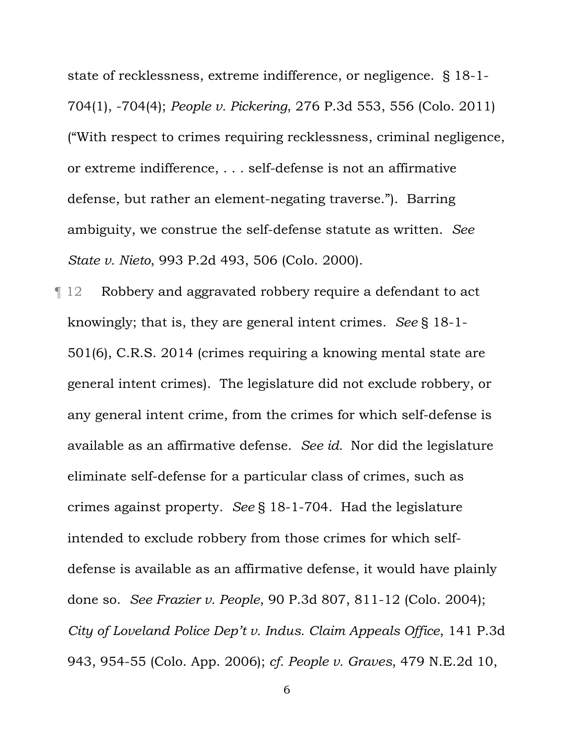state of recklessness, extreme indifference, or negligence. § 18-1-704(1), -704(4); *People v. Pickering*, 276 P.3d 553, 556 (Colo. 2011) ("With respect to crimes requiring recklessness, criminal negligence, or extreme indifference, . . . self-defense is not an affirmative defense, but rather an element-negating traverse."). Barring ambiguity, we construe the self-defense statute as written. *See State v. Nieto*, 993 P.2d 493, 506 (Colo. 2000).

¶ 12 Robbery and aggravated robbery require a defendant to act knowingly; that is, they are general intent crimes. *See* § 18-1-501(6), C.R.S. 2014 (crimes requiring a knowing mental state are general intent crimes). The legislature did not exclude robbery, or any general intent crime, from the crimes for which self-defense is available as an affirmative defense. *See id.* Nor did the legislature eliminate self-defense for a particular class of crimes, such as crimes against property. *See* § 18-1-704. Had the legislature intended to exclude robbery from those crimes for which self-defense is available as an affirmative defense, it would have plainly done so. *See Frazier v. People*, 90 P.3d 807, 811-12 (Colo. 2004); *City of Loveland Police Dep't v. Indus. Claim Appeals Office*, 141 P.3d 943, 954-55 (Colo. App. 2006); *cf. People v. Graves*, 479 N.E.2d 10,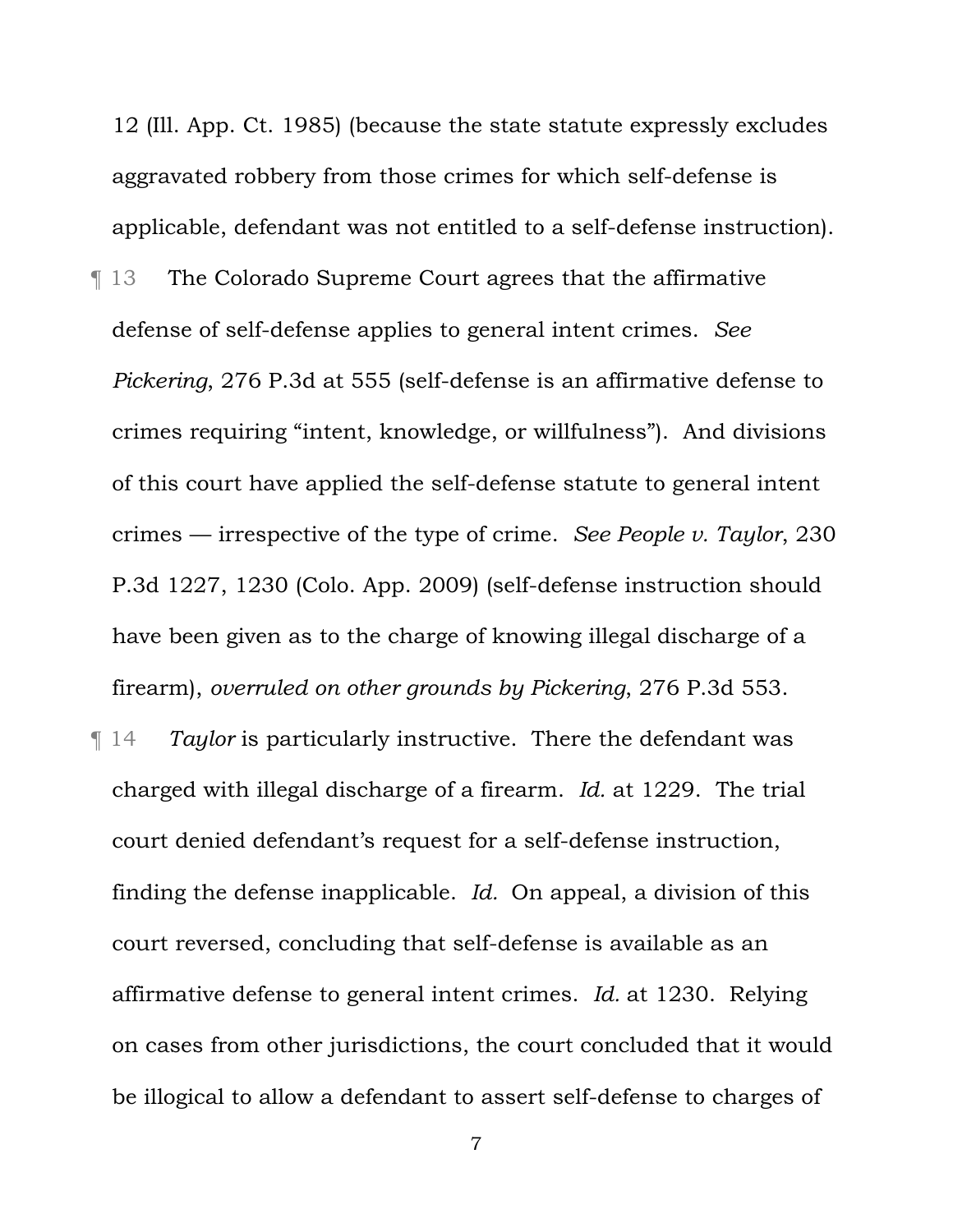12 (Ill. App. Ct. 1985) (because the state statute expressly excludes aggravated robbery from those crimes for which self-defense is applicable, defendant was not entitled to a self-defense instruction).

¶ 13 The Colorado Supreme Court agrees that the affirmative defense of self-defense applies to general intent crimes. *See Pickering*, 276 P.3d at 555 (self-defense is an affirmative defense to crimes requiring "intent, knowledge, or willfulness"). And divisions of this court have applied the self-defense statute to general intent crimes — irrespective of the type of crime. *See People v. Taylor*, 230 P.3d 1227, 1230 (Colo. App. 2009) (self-defense instruction should have been given as to the charge of knowing illegal discharge of a firearm), *overruled on other grounds by Pickering*, 276 P.3d 553.

¶ 14 *Taylor* is particularly instructive. There the defendant was charged with illegal discharge of a firearm. *Id.* at 1229. The trial court denied defendant's request for a self-defense instruction, finding the defense inapplicable. *Id.* On appeal, a division of this court reversed, concluding that self-defense is available as an affirmative defense to general intent crimes. *Id.* at 1230. Relying on cases from other jurisdictions, the court concluded that it would be illogical to allow a defendant to assert self-defense to charges of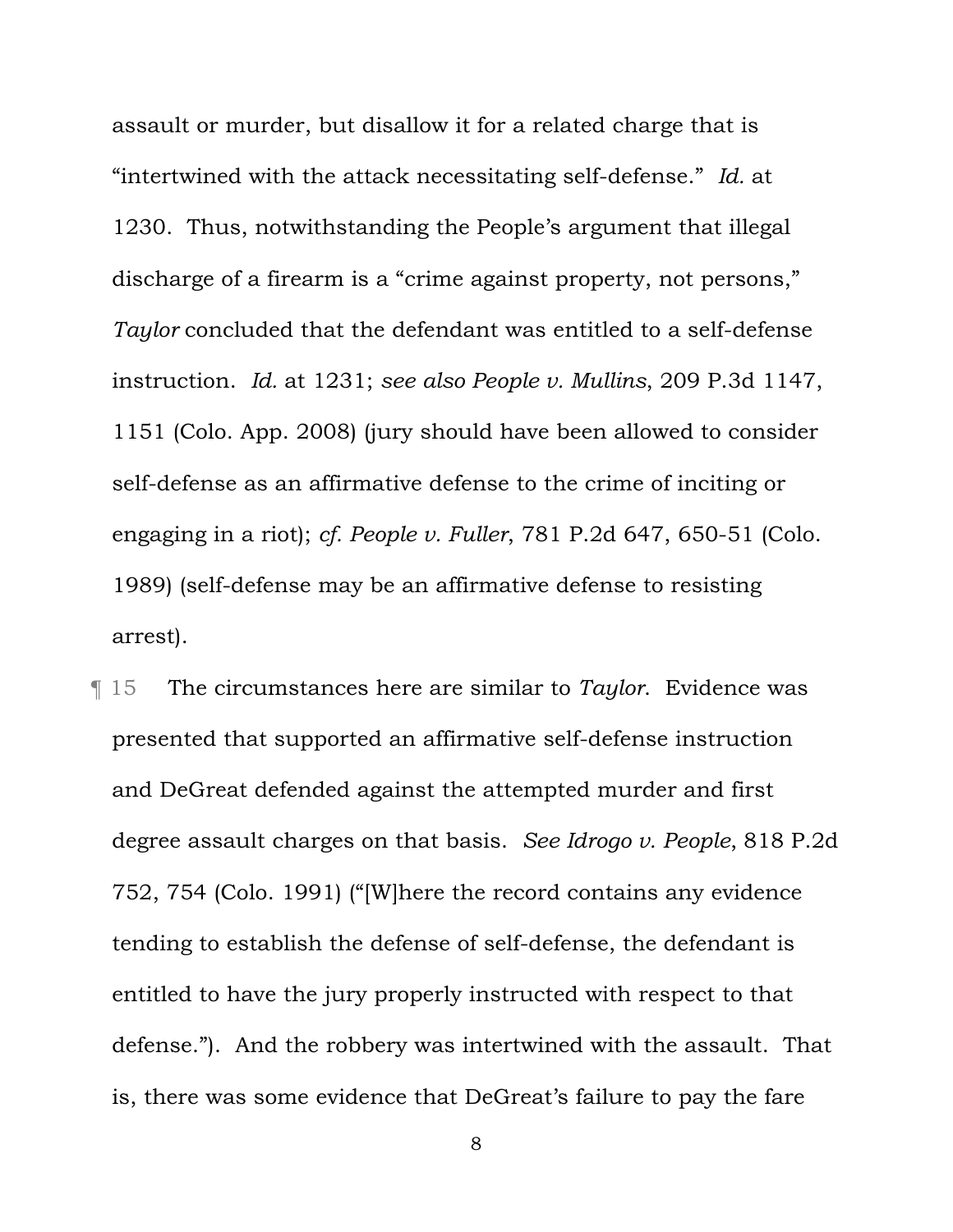assault or murder, but disallow it for a related charge that is "intertwined with the attack necessitating self-defense." *Id.* at 1230. Thus, notwithstanding the People's argument that illegal discharge of a firearm is a "crime against property, not persons," *Taylor* concluded that the defendant was entitled to a self-defense instruction. *Id.* at 1231; *see also People v. Mullins*, 209 P.3d 1147, 1151 (Colo. App. 2008) (jury should have been allowed to consider self-defense as an affirmative defense to the crime of inciting or engaging in a riot); *cf. People v. Fuller*, 781 P.2d 647, 650-51 (Colo. 1989) (self-defense may be an affirmative defense to resisting arrest).

¶ 15 The circumstances here are similar to *Taylor*. Evidence was presented that supported an affirmative self-defense instruction and DeGreat defended against the attempted murder and first degree assault charges on that basis. *See Idrogo v. People*, 818 P.2d 752, 754 (Colo. 1991) ("[W]here the record contains any evidence tending to establish the defense of self-defense, the defendant is entitled to have the jury properly instructed with respect to that defense."). And the robbery was intertwined with the assault. That is, there was some evidence that DeGreat's failure to pay the fare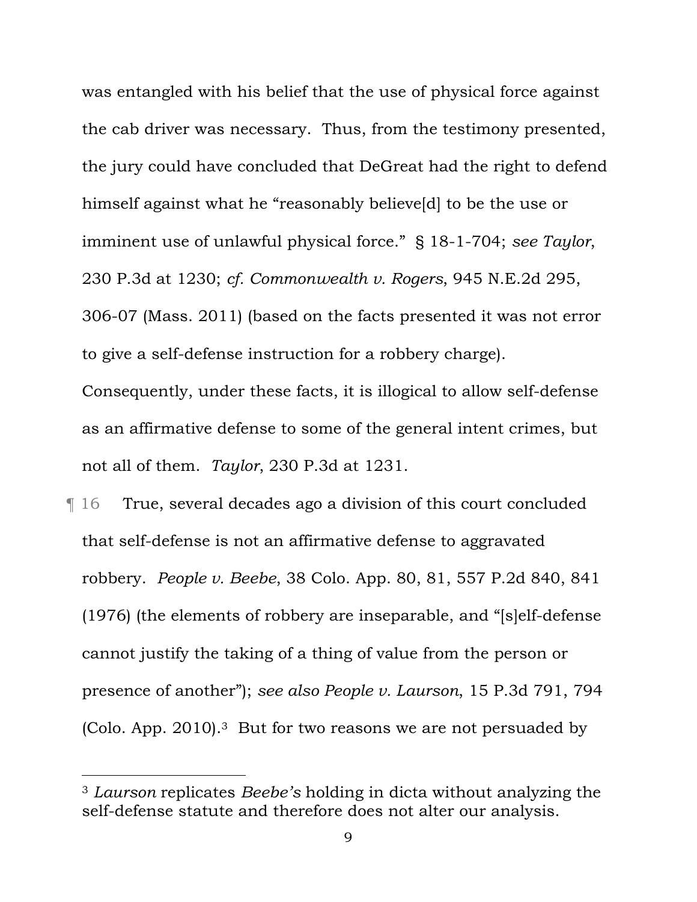was entangled with his belief that the use of physical force against the cab driver was necessary. Thus, from the testimony presented, the jury could have concluded that DeGreat had the right to defend himself against what he "reasonably believe[d] to be the use or imminent use of unlawful physical force." § 18-1-704; *see Taylor*, 230 P.3d at 1230; *cf. Commonwealth v. Rogers*, 945 N.E.2d 295, 306-07 (Mass. 2011) (based on the facts presented it was not error to give a self-defense instruction for a robbery charge). Consequently, under these facts, it is illogical to allow self-defense as an affirmative defense to some of the general intent crimes, but not all of them. *Taylor*, 230 P.3d at 1231.

¶ 16 True, several decades ago a division of this court concluded that self-defense is not an affirmative defense to aggravated robbery. *People v. Beebe*, 38 Colo. App. 80, 81, 557 P.2d 840, 841 (1976) (the elements of robbery are inseparable, and "[s]elf-defense cannot justify the taking of a thing of value from the person or presence of another"); *see also People v. Laurson*, 15 P.3d 791, 794 (Colo. App. 2010).[3] But for two reasons we are not persuaded by

[3] *Laurson* replicates *Beebe's* holding in dicta without analyzing the self-defense statute and therefore does not alter our analysis.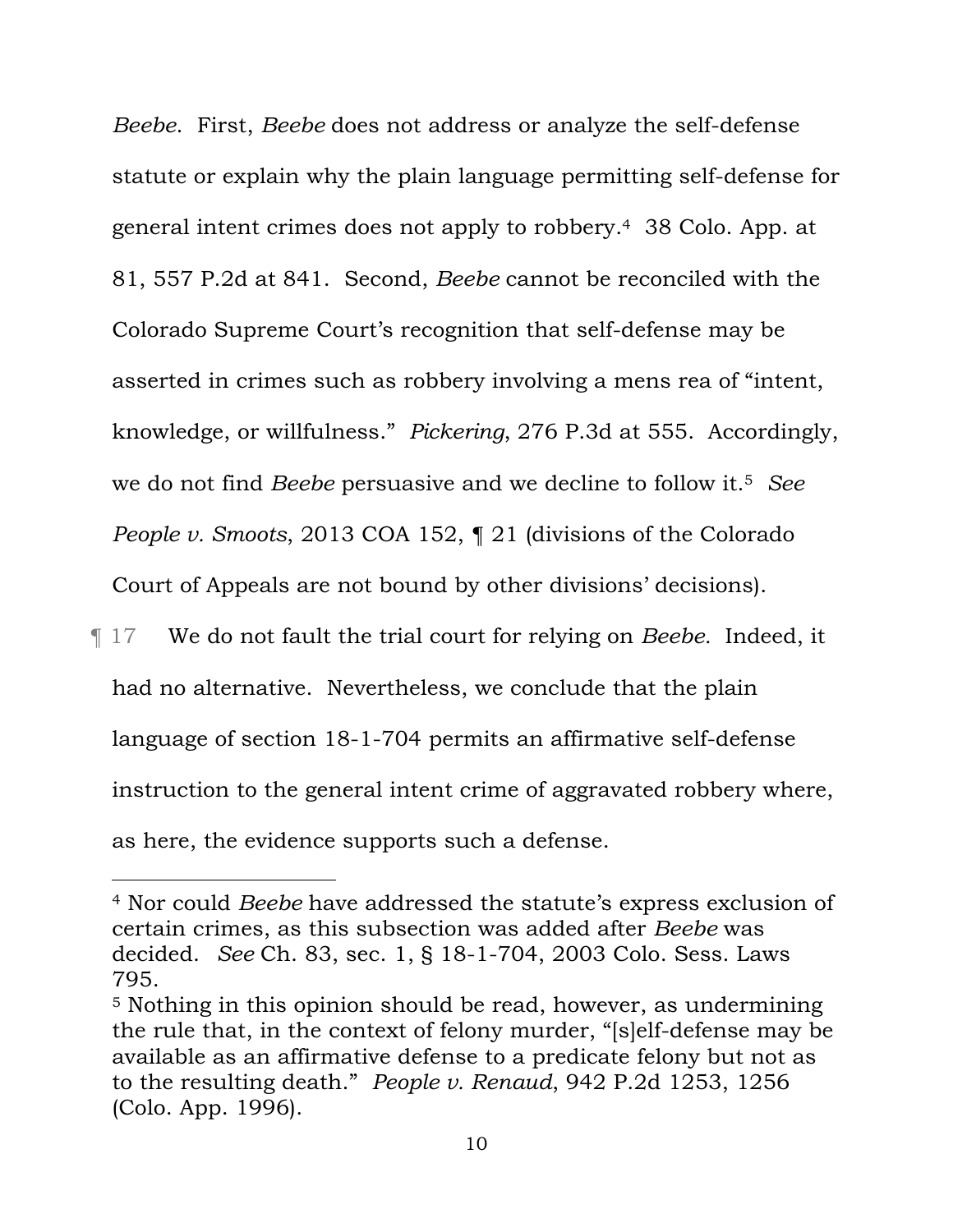*Beebe*. First, *Beebe* does not address or analyze the self-defense statute or explain why the plain language permitting self-defense for general intent crimes does not apply to robbery.[4] 38 Colo. App. at 81, 557 P.2d at 841. Second, *Beebe* cannot be reconciled with the Colorado Supreme Court's recognition that self-defense may be asserted in crimes such as robbery involving a mens rea of "intent, knowledge, or willfulness." *Pickering*, 276 P.3d at 555. Accordingly, we do not find *Beebe* persuasive and we decline to follow it.[5] *See People v. Smoots*, 2013 COA 152, ¶ 21 (divisions of the Colorado Court of Appeals are not bound by other divisions' decisions).

¶ 17 We do not fault the trial court for relying on *Beebe.* Indeed, it had no alternative. Nevertheless, we conclude that the plain language of section 18-1-704 permits an affirmative self-defense instruction to the general intent crime of aggravated robbery where, as here, the evidence supports such a defense.

---

[4] Nor could *Beebe* have addressed the statute's express exclusion of certain crimes, as this subsection was added after *Beebe* was decided. *See* Ch. 83, sec. 1, § 18-1-704, 2003 Colo. Sess. Laws 795.

[5] Nothing in this opinion should be read, however, as undermining the rule that, in the context of felony murder, "[s]elf-defense may be available as an affirmative defense to a predicate felony but not as to the resulting death." *People v. Renaud*, 942 P.2d 1253, 1256 (Colo. App. 1996).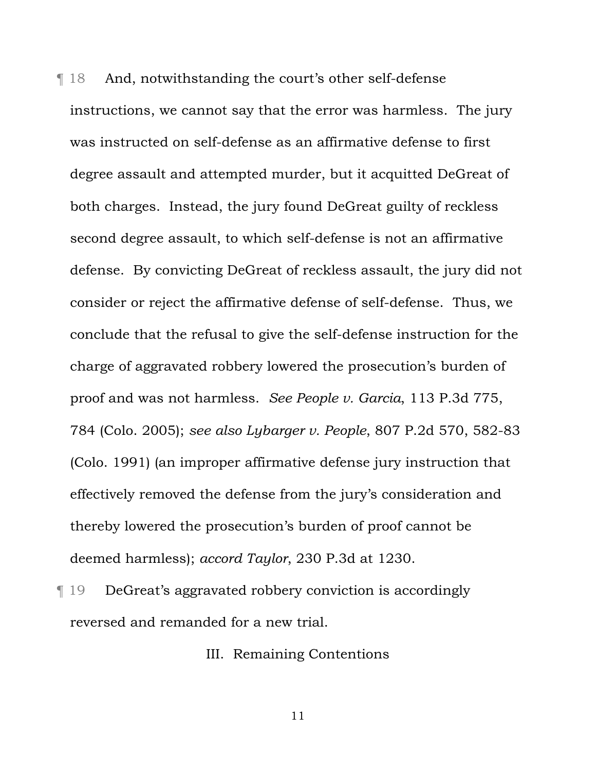¶ 18 And, notwithstanding the court's other self-defense instructions, we cannot say that the error was harmless. The jury was instructed on self-defense as an affirmative defense to first degree assault and attempted murder, but it acquitted DeGreat of both charges. Instead, the jury found DeGreat guilty of reckless second degree assault, to which self-defense is not an affirmative defense. By convicting DeGreat of reckless assault, the jury did not consider or reject the affirmative defense of self-defense. Thus, we conclude that the refusal to give the self-defense instruction for the charge of aggravated robbery lowered the prosecution's burden of proof and was not harmless. *See People v. Garcia*, 113 P.3d 775, 784 (Colo. 2005); *see also Lybarger v. People*, 807 P.2d 570, 582-83 (Colo. 1991) (an improper affirmative defense jury instruction that effectively removed the defense from the jury's consideration and thereby lowered the prosecution's burden of proof cannot be deemed harmless); *accord Taylor*, 230 P.3d at 1230.

¶ 19 DeGreat's aggravated robbery conviction is accordingly reversed and remanded for a new trial.

## III. Remaining Contentions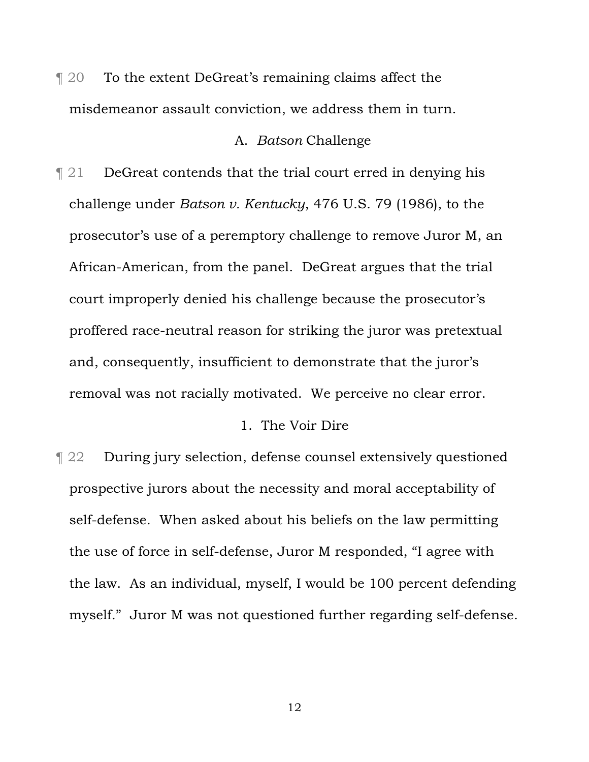¶ 20 To the extent DeGreat's remaining claims affect the misdemeanor assault conviction, we address them in turn.

### A. *Batson* Challenge

¶ 21 DeGreat contends that the trial court erred in denying his challenge under *Batson v. Kentucky*, 476 U.S. 79 (1986), to the prosecutor's use of a peremptory challenge to remove Juror M, an African-American, from the panel. DeGreat argues that the trial court improperly denied his challenge because the prosecutor's proffered race-neutral reason for striking the juror was pretextual and, consequently, insufficient to demonstrate that the juror's removal was not racially motivated. We perceive no clear error.

#### 1. The Voir Dire

¶ 22 During jury selection, defense counsel extensively questioned prospective jurors about the necessity and moral acceptability of self-defense. When asked about his beliefs on the law permitting the use of force in self-defense, Juror M responded, "I agree with the law. As an individual, myself, I would be 100 percent defending myself." Juror M was not questioned further regarding self-defense.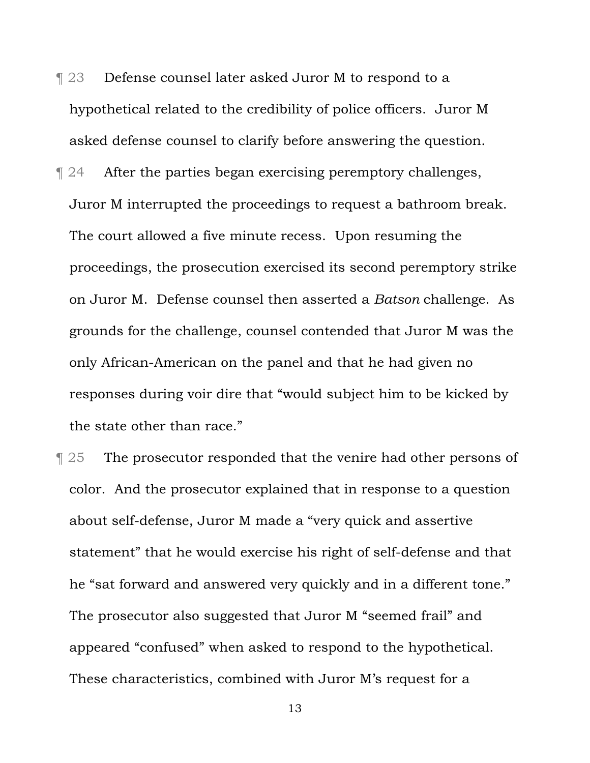¶ 23 Defense counsel later asked Juror M to respond to a hypothetical related to the credibility of police officers. Juror M asked defense counsel to clarify before answering the question.

¶ 24 After the parties began exercising peremptory challenges, Juror M interrupted the proceedings to request a bathroom break. The court allowed a five minute recess. Upon resuming the proceedings, the prosecution exercised its second peremptory strike on Juror M. Defense counsel then asserted a *Batson* challenge. As grounds for the challenge, counsel contended that Juror M was the only African-American on the panel and that he had given no responses during voir dire that "would subject him to be kicked by the state other than race."

¶ 25 The prosecutor responded that the venire had other persons of color. And the prosecutor explained that in response to a question about self-defense, Juror M made a "very quick and assertive statement" that he would exercise his right of self-defense and that he "sat forward and answered very quickly and in a different tone." The prosecutor also suggested that Juror M "seemed frail" and appeared "confused" when asked to respond to the hypothetical. These characteristics, combined with Juror M's request for a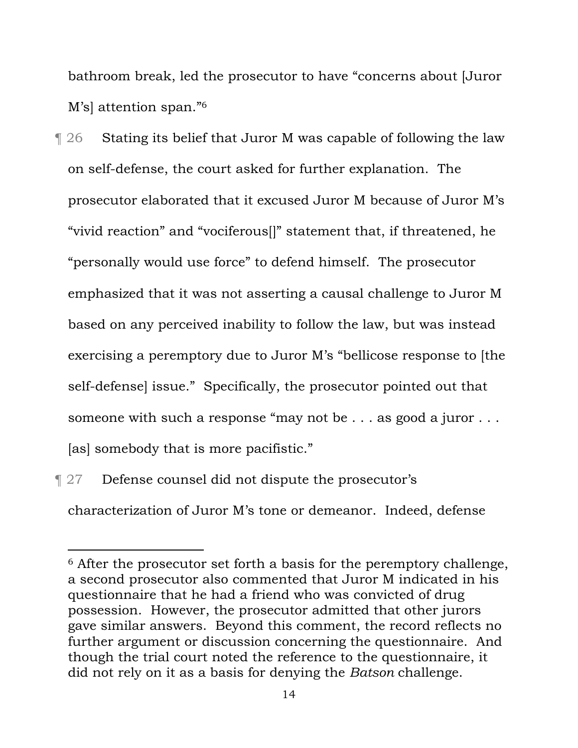bathroom break, led the prosecutor to have "concerns about [Juror M's] attention span."[6]

¶ 26 Stating its belief that Juror M was capable of following the law on self-defense, the court asked for further explanation. The prosecutor elaborated that it excused Juror M because of Juror M's "vivid reaction" and "vociferous[]" statement that, if threatened, he "personally would use force" to defend himself. The prosecutor emphasized that it was not asserting a causal challenge to Juror M based on any perceived inability to follow the law, but was instead exercising a peremptory due to Juror M's "bellicose response to [the self-defense] issue." Specifically, the prosecutor pointed out that someone with such a response "may not be . . . as good a juror . . . [as] somebody that is more pacifistic."

¶ 27 Defense counsel did not dispute the prosecutor's characterization of Juror M's tone or demeanor. Indeed, defense

[6] After the prosecutor set forth a basis for the peremptory challenge, a second prosecutor also commented that Juror M indicated in his questionnaire that he had a friend who was convicted of drug possession. However, the prosecutor admitted that other jurors gave similar answers. Beyond this comment, the record reflects no further argument or discussion concerning the questionnaire. And though the trial court noted the reference to the questionnaire, it did not rely on it as a basis for denying the *Batson* challenge.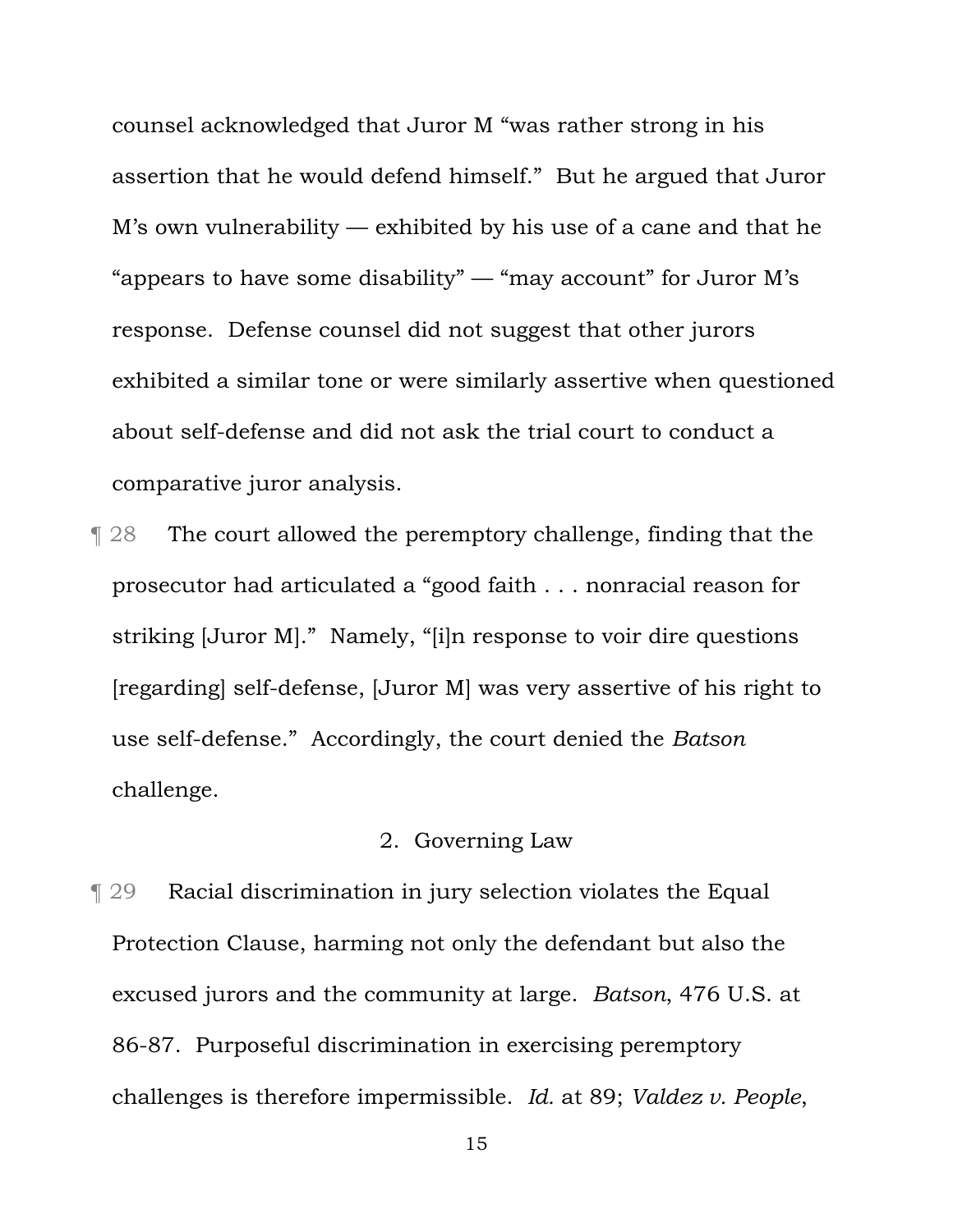counsel acknowledged that Juror M "was rather strong in his assertion that he would defend himself." But he argued that Juror M's own vulnerability — exhibited by his use of a cane and that he "appears to have some disability" — "may account" for Juror M's response. Defense counsel did not suggest that other jurors exhibited a similar tone or were similarly assertive when questioned about self-defense and did not ask the trial court to conduct a comparative juror analysis.

¶ 28 The court allowed the peremptory challenge, finding that the prosecutor had articulated a "good faith . . . nonracial reason for striking [Juror M]." Namely, "[i]n response to voir dire questions [regarding] self-defense, [Juror M] was very assertive of his right to use self-defense." Accordingly, the court denied the *Batson* challenge.

### 2. Governing Law

¶ 29 Racial discrimination in jury selection violates the Equal Protection Clause, harming not only the defendant but also the excused jurors and the community at large. *Batson*, 476 U.S. at 86-87. Purposeful discrimination in exercising peremptory challenges is therefore impermissible. *Id.* at 89; *Valdez v. People*,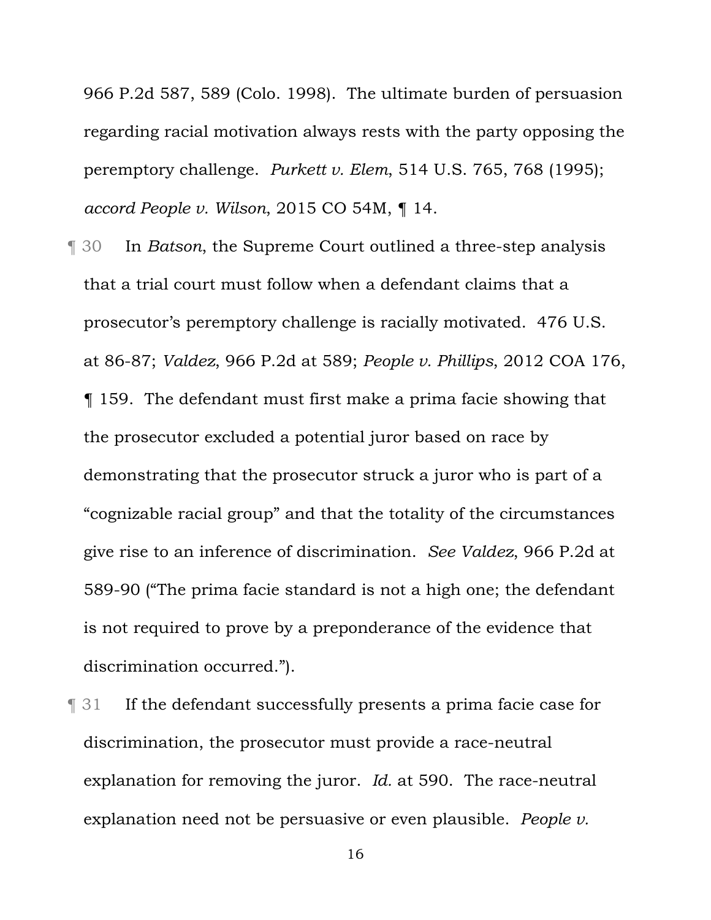966 P.2d 587, 589 (Colo. 1998). The ultimate burden of persuasion regarding racial motivation always rests with the party opposing the peremptory challenge. *Purkett v. Elem*, 514 U.S. 765, 768 (1995); *accord People v. Wilson*, 2015 CO 54M, ¶ 14.

¶ 30 In *Batson*, the Supreme Court outlined a three-step analysis that a trial court must follow when a defendant claims that a prosecutor's peremptory challenge is racially motivated. 476 U.S. at 86-87; *Valdez*, 966 P.2d at 589; *People v. Phillips*, 2012 COA 176, ¶ 159. The defendant must first make a prima facie showing that the prosecutor excluded a potential juror based on race by demonstrating that the prosecutor struck a juror who is part of a "cognizable racial group" and that the totality of the circumstances give rise to an inference of discrimination. *See Valdez*, 966 P.2d at 589-90 ("The prima facie standard is not a high one; the defendant is not required to prove by a preponderance of the evidence that discrimination occurred.").

¶ 31 If the defendant successfully presents a prima facie case for discrimination, the prosecutor must provide a race-neutral explanation for removing the juror. *Id.* at 590. The race-neutral explanation need not be persuasive or even plausible. *People v.*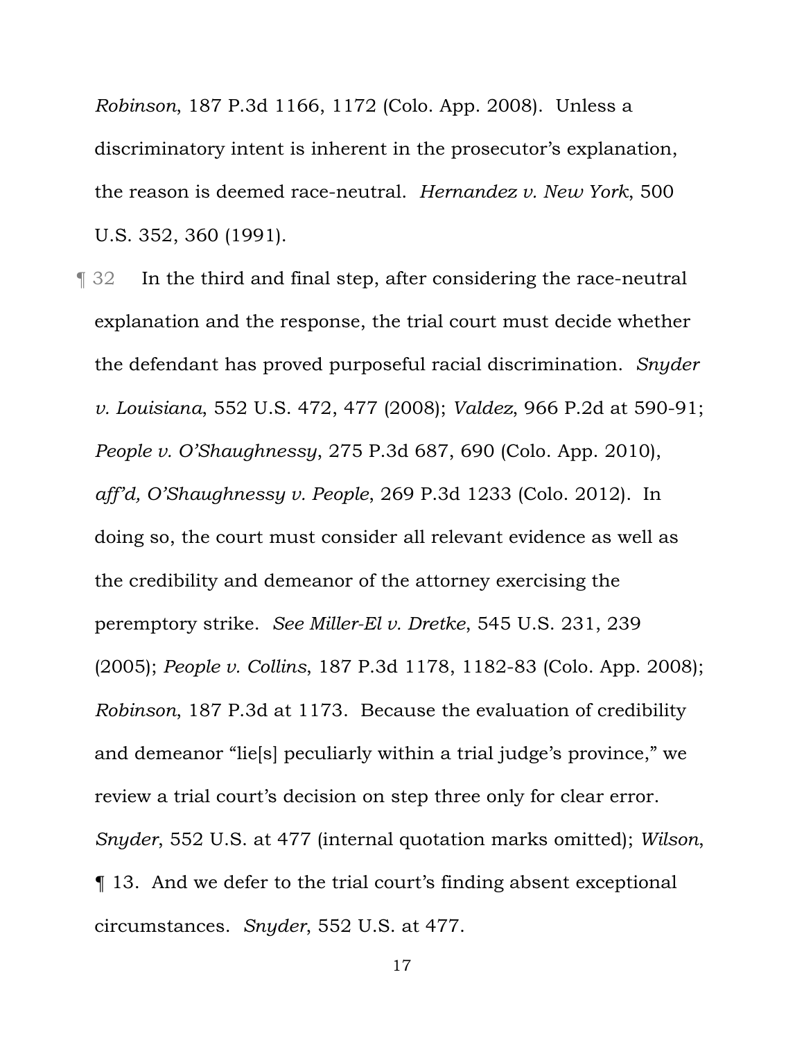*Robinson*, 187 P.3d 1166, 1172 (Colo. App. 2008). Unless a discriminatory intent is inherent in the prosecutor's explanation, the reason is deemed race-neutral. *Hernandez v. New York*, 500 U.S. 352, 360 (1991).

¶ 32 In the third and final step, after considering the race-neutral explanation and the response, the trial court must decide whether the defendant has proved purposeful racial discrimination. *Snyder v. Louisiana*, 552 U.S. 472, 477 (2008); *Valdez*, 966 P.2d at 590-91; *People v. O'Shaughnessy*, 275 P.3d 687, 690 (Colo. App. 2010), *aff'd, O'Shaughnessy v. People*, 269 P.3d 1233 (Colo. 2012). In doing so, the court must consider all relevant evidence as well as the credibility and demeanor of the attorney exercising the peremptory strike. *See Miller-El v. Dretke*, 545 U.S. 231, 239 (2005); *People v. Collins*, 187 P.3d 1178, 1182-83 (Colo. App. 2008); *Robinson*, 187 P.3d at 1173. Because the evaluation of credibility and demeanor "lie[s] peculiarly within a trial judge's province," we review a trial court's decision on step three only for clear error. *Snyder*, 552 U.S. at 477 (internal quotation marks omitted); *Wilson*, ¶ 13. And we defer to the trial court's finding absent exceptional circumstances. *Snyder*, 552 U.S. at 477.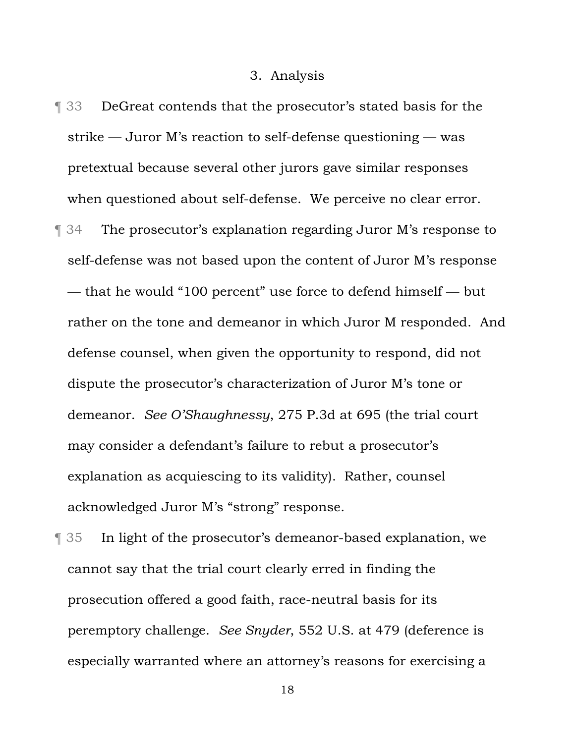### 3. Analysis

¶ 33 DeGreat contends that the prosecutor's stated basis for the strike — Juror M's reaction to self-defense questioning — was pretextual because several other jurors gave similar responses when questioned about self-defense. We perceive no clear error.

¶ 34 The prosecutor's explanation regarding Juror M's response to self-defense was not based upon the content of Juror M's response — that he would "100 percent" use force to defend himself — but rather on the tone and demeanor in which Juror M responded. And defense counsel, when given the opportunity to respond, did not dispute the prosecutor's characterization of Juror M's tone or demeanor. *See O'Shaughnessy*, 275 P.3d at 695 (the trial court may consider a defendant's failure to rebut a prosecutor's explanation as acquiescing to its validity). Rather, counsel acknowledged Juror M's "strong" response.

¶ 35 In light of the prosecutor's demeanor-based explanation, we cannot say that the trial court clearly erred in finding the prosecution offered a good faith, race-neutral basis for its peremptory challenge. *See Snyder*, 552 U.S. at 479 (deference is especially warranted where an attorney's reasons for exercising a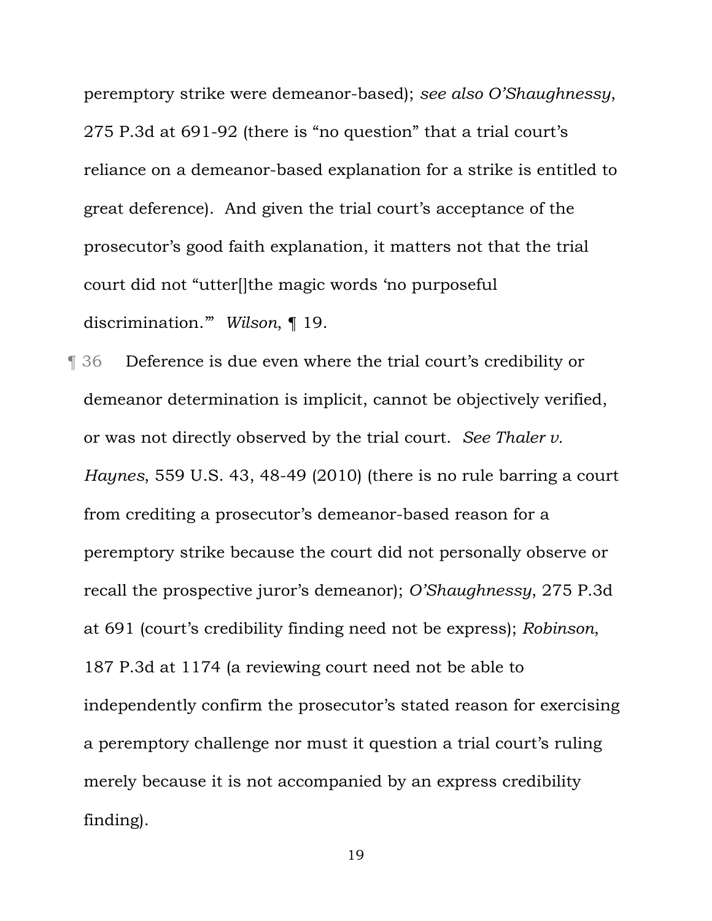peremptory strike were demeanor-based); *see also O'Shaughnessy*, 275 P.3d at 691-92 (there is "no question" that a trial court's reliance on a demeanor-based explanation for a strike is entitled to great deference). And given the trial court's acceptance of the prosecutor's good faith explanation, it matters not that the trial court did not "utter[]the magic words 'no purposeful discrimination.'" *Wilson*, ¶ 19.

¶ 36 Deference is due even where the trial court's credibility or demeanor determination is implicit, cannot be objectively verified, or was not directly observed by the trial court. *See Thaler v. Haynes*, 559 U.S. 43, 48-49 (2010) (there is no rule barring a court from crediting a prosecutor's demeanor-based reason for a peremptory strike because the court did not personally observe or recall the prospective juror's demeanor); *O'Shaughnessy*, 275 P.3d at 691 (court's credibility finding need not be express); *Robinson*, 187 P.3d at 1174 (a reviewing court need not be able to independently confirm the prosecutor's stated reason for exercising a peremptory challenge nor must it question a trial court's ruling merely because it is not accompanied by an express credibility finding).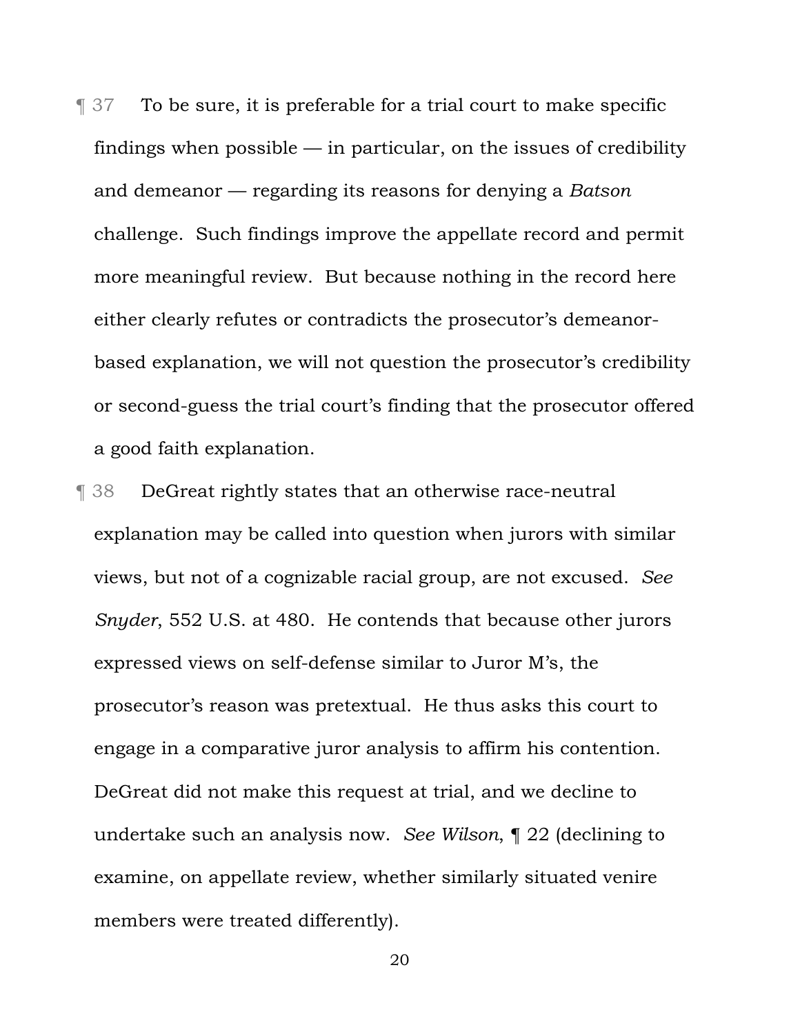¶ 37 To be sure, it is preferable for a trial court to make specific findings when possible — in particular, on the issues of credibility and demeanor — regarding its reasons for denying a *Batson* challenge. Such findings improve the appellate record and permit more meaningful review. But because nothing in the record here either clearly refutes or contradicts the prosecutor's demeanor-based explanation, we will not question the prosecutor's credibility or second-guess the trial court's finding that the prosecutor offered a good faith explanation.

¶ 38 DeGreat rightly states that an otherwise race-neutral explanation may be called into question when jurors with similar views, but not of a cognizable racial group, are not excused. *See Snyder*, 552 U.S. at 480. He contends that because other jurors expressed views on self-defense similar to Juror M's, the prosecutor's reason was pretextual. He thus asks this court to engage in a comparative juror analysis to affirm his contention. DeGreat did not make this request at trial, and we decline to undertake such an analysis now. *See Wilson*, ¶ 22 (declining to examine, on appellate review, whether similarly situated venire members were treated differently).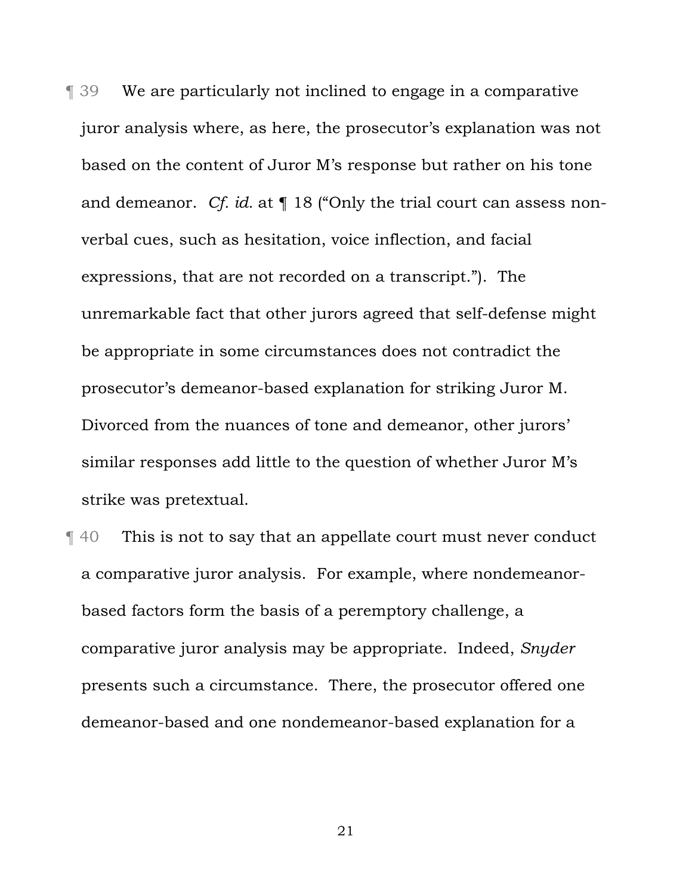¶ 39 We are particularly not inclined to engage in a comparative juror analysis where, as here, the prosecutor's explanation was not based on the content of Juror M's response but rather on his tone and demeanor. *Cf. id.* at ¶ 18 ("Only the trial court can assess non-verbal cues, such as hesitation, voice inflection, and facial expressions, that are not recorded on a transcript."). The unremarkable fact that other jurors agreed that self-defense might be appropriate in some circumstances does not contradict the prosecutor's demeanor-based explanation for striking Juror M. Divorced from the nuances of tone and demeanor, other jurors' similar responses add little to the question of whether Juror M's strike was pretextual.

¶ 40 This is not to say that an appellate court must never conduct a comparative juror analysis. For example, where nondemeanor-based factors form the basis of a peremptory challenge, a comparative juror analysis may be appropriate. Indeed, *Snyder* presents such a circumstance. There, the prosecutor offered one demeanor-based and one nondemeanor-based explanation for a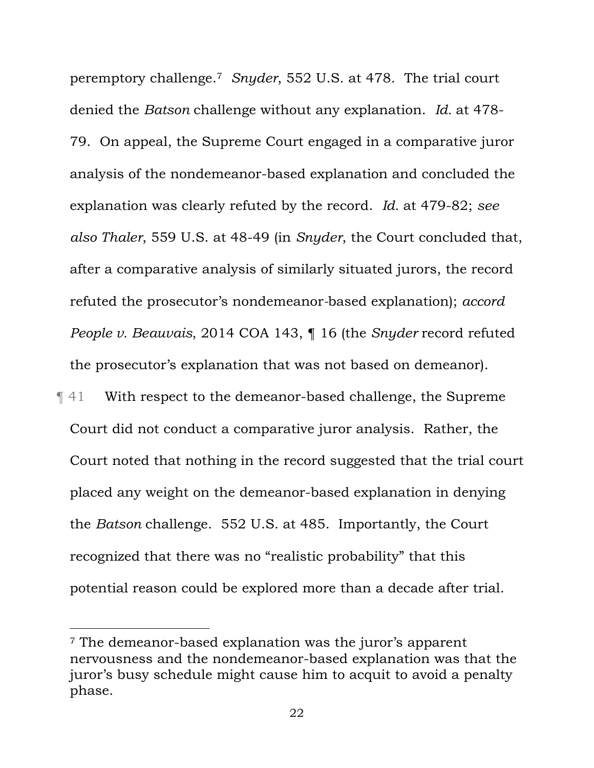peremptory challenge.[7] *Snyder*, 552 U.S. at 478. The trial court denied the *Batson* challenge without any explanation. *Id.* at 478-79. On appeal, the Supreme Court engaged in a comparative juror analysis of the nondemeanor-based explanation and concluded the explanation was clearly refuted by the record. *Id.* at 479-82; *see also Thaler*, 559 U.S. at 48-49 (in *Snyder*, the Court concluded that, after a comparative analysis of similarly situated jurors, the record refuted the prosecutor's nondemeanor-based explanation); *accord People v. Beauvais*, 2014 COA 143, ¶ 16 (the *Snyder* record refuted the prosecutor's explanation that was not based on demeanor).

¶ 41 With respect to the demeanor-based challenge, the Supreme Court did not conduct a comparative juror analysis. Rather, the Court noted that nothing in the record suggested that the trial court placed any weight on the demeanor-based explanation in denying the *Batson* challenge. 552 U.S. at 485. Importantly, the Court recognized that there was no "realistic probability" that this potential reason could be explored more than a decade after trial.

---

[7] The demeanor-based explanation was the juror's apparent nervousness and the nondemeanor-based explanation was that the juror's busy schedule might cause him to acquit to avoid a penalty phase.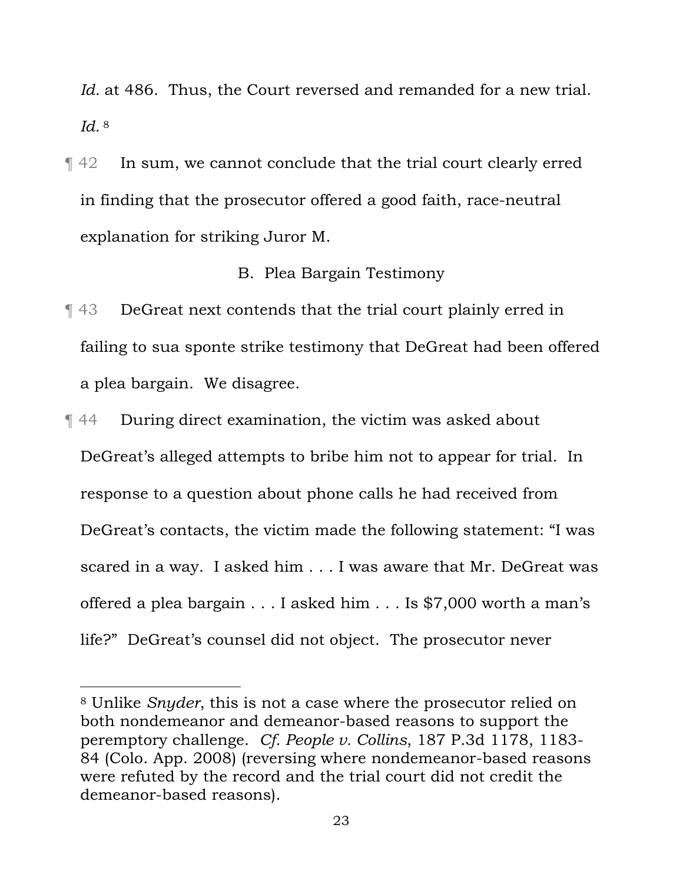*Id.* at 486. Thus, the Court reversed and remanded for a new trial. *Id.*[8]

¶ 42 In sum, we cannot conclude that the trial court clearly erred in finding that the prosecutor offered a good faith, race-neutral explanation for striking Juror M.

### B. Plea Bargain Testimony

¶ 43 DeGreat next contends that the trial court plainly erred in failing to sua sponte strike testimony that DeGreat had been offered a plea bargain. We disagree.

¶ 44 During direct examination, the victim was asked about DeGreat's alleged attempts to bribe him not to appear for trial. In response to a question about phone calls he had received from DeGreat's contacts, the victim made the following statement: "I was scared in a way. I asked him . . . I was aware that Mr. DeGreat was offered a plea bargain . . . I asked him . . . Is $7,000 worth a man's life?" DeGreat's counsel did not object. The prosecutor never

---

[8] Unlike *Snyder*, this is not a case where the prosecutor relied on both nondemeanor and demeanor-based reasons to support the peremptory challenge. *Cf. People v. Collins*, 187 P.3d 1178, 1183-84 (Colo. App. 2008) (reversing where nondemeanor-based reasons were refuted by the record and the trial court did not credit the demeanor-based reasons).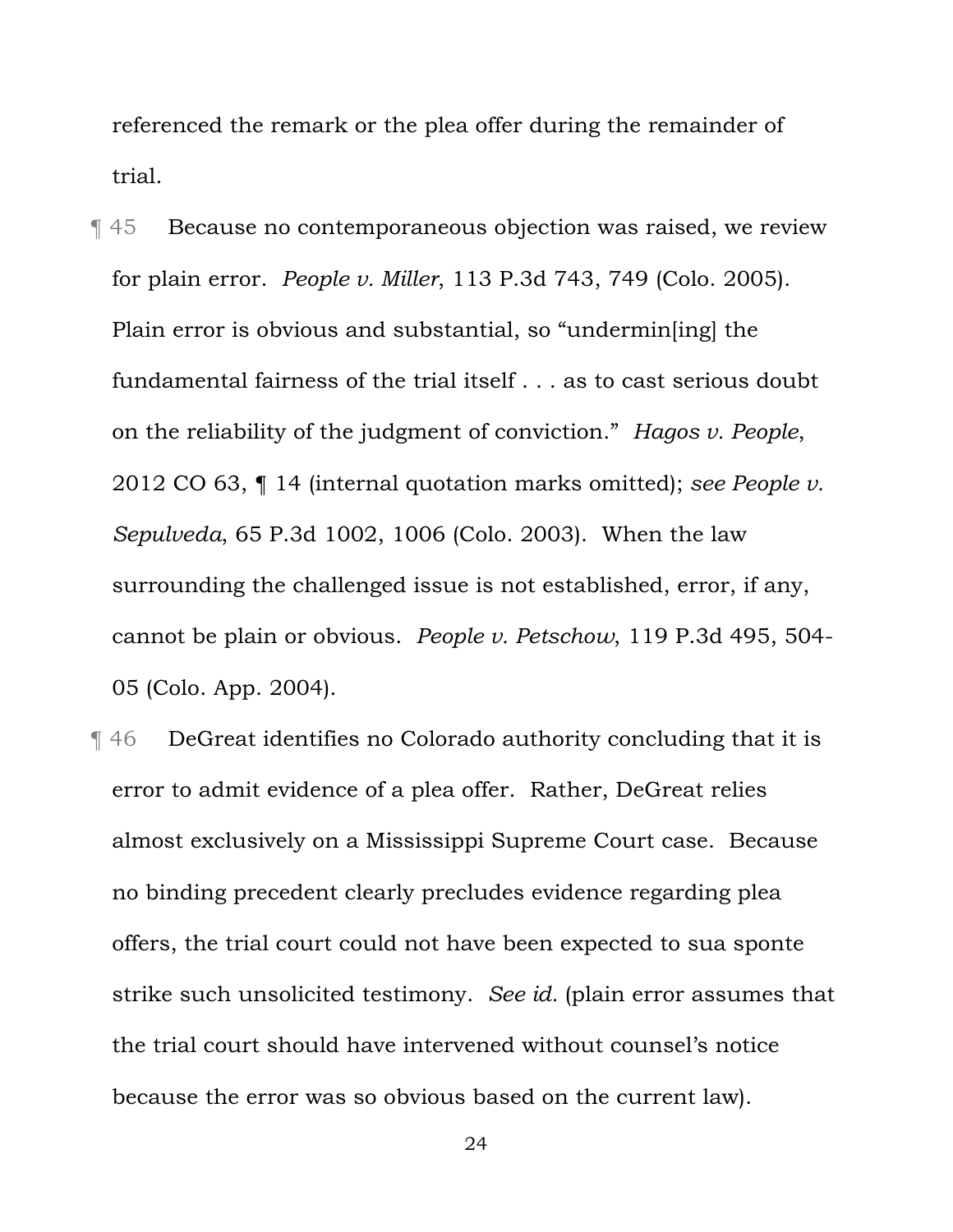referenced the remark or the plea offer during the remainder of trial.

¶ 45 Because no contemporaneous objection was raised, we review for plain error. *People v. Miller*, 113 P.3d 743, 749 (Colo. 2005). Plain error is obvious and substantial, so "undermin[ing] the fundamental fairness of the trial itself . . . as to cast serious doubt on the reliability of the judgment of conviction." *Hagos v. People*, 2012 CO 63, ¶ 14 (internal quotation marks omitted); *see People v. Sepulveda*, 65 P.3d 1002, 1006 (Colo. 2003). When the law surrounding the challenged issue is not established, error, if any, cannot be plain or obvious. *People v. Petschow*, 119 P.3d 495, 504-05 (Colo. App. 2004).

¶ 46 DeGreat identifies no Colorado authority concluding that it is error to admit evidence of a plea offer. Rather, DeGreat relies almost exclusively on a Mississippi Supreme Court case. Because no binding precedent clearly precludes evidence regarding plea offers, the trial court could not have been expected to sua sponte strike such unsolicited testimony. *See id.* (plain error assumes that the trial court should have intervened without counsel's notice because the error was so obvious based on the current law).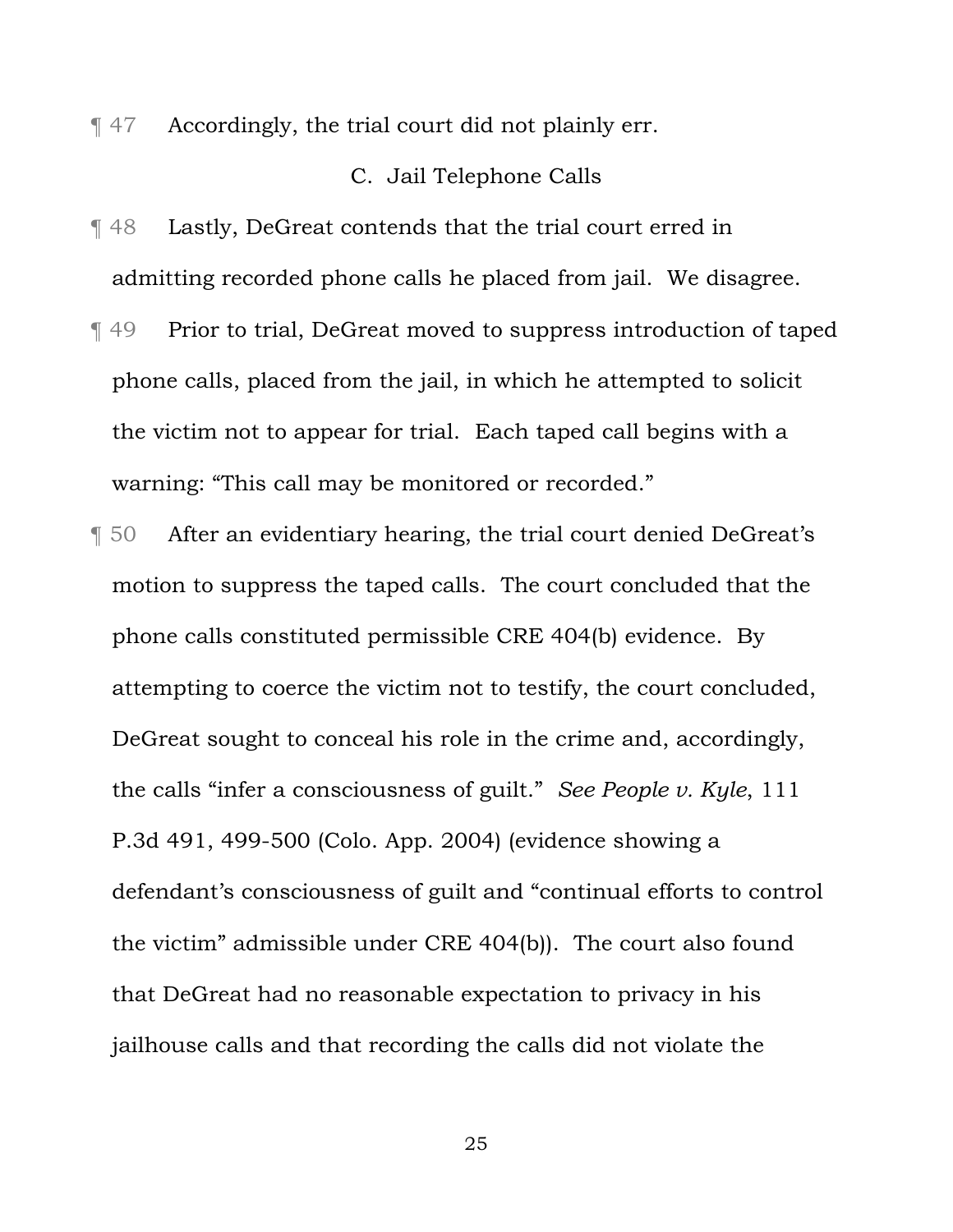¶ 47 Accordingly, the trial court did not plainly err.

### C. Jail Telephone Calls

¶ 48 Lastly, DeGreat contends that the trial court erred in admitting recorded phone calls he placed from jail. We disagree.

¶ 49 Prior to trial, DeGreat moved to suppress introduction of taped phone calls, placed from the jail, in which he attempted to solicit the victim not to appear for trial. Each taped call begins with a warning: "This call may be monitored or recorded."

¶ 50 After an evidentiary hearing, the trial court denied DeGreat's motion to suppress the taped calls. The court concluded that the phone calls constituted permissible CRE 404(b) evidence. By attempting to coerce the victim not to testify, the court concluded, DeGreat sought to conceal his role in the crime and, accordingly, the calls "infer a consciousness of guilt." *See People v. Kyle*, 111 P.3d 491, 499-500 (Colo. App. 2004) (evidence showing a defendant's consciousness of guilt and "continual efforts to control the victim" admissible under CRE 404(b)). The court also found that DeGreat had no reasonable expectation to privacy in his jailhouse calls and that recording the calls did not violate the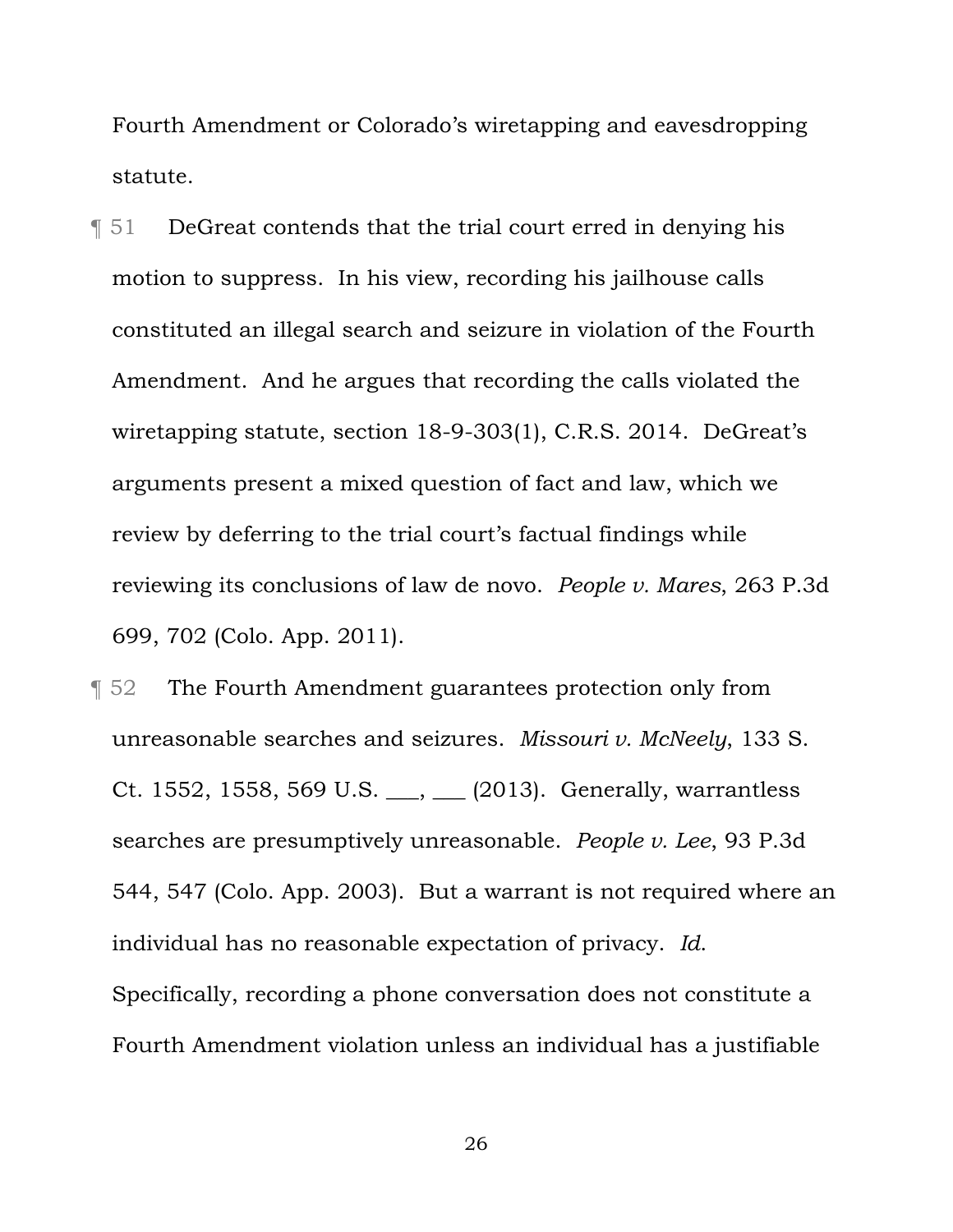Fourth Amendment or Colorado's wiretapping and eavesdropping statute.

¶ 51 DeGreat contends that the trial court erred in denying his motion to suppress. In his view, recording his jailhouse calls constituted an illegal search and seizure in violation of the Fourth Amendment. And he argues that recording the calls violated the wiretapping statute, section 18-9-303(1), C.R.S. 2014. DeGreat's arguments present a mixed question of fact and law, which we review by deferring to the trial court's factual findings while reviewing its conclusions of law de novo. *People v. Mares*, 263 P.3d 699, 702 (Colo. App. 2011).

¶ 52 The Fourth Amendment guarantees protection only from unreasonable searches and seizures. *Missouri v. McNeely*, 133 S. Ct. 1552, 1558, 569 U.S. ___, ___ (2013). Generally, warrantless searches are presumptively unreasonable. *People v. Lee*, 93 P.3d 544, 547 (Colo. App. 2003). But a warrant is not required where an individual has no reasonable expectation of privacy. *Id*. Specifically, recording a phone conversation does not constitute a Fourth Amendment violation unless an individual has a justifiable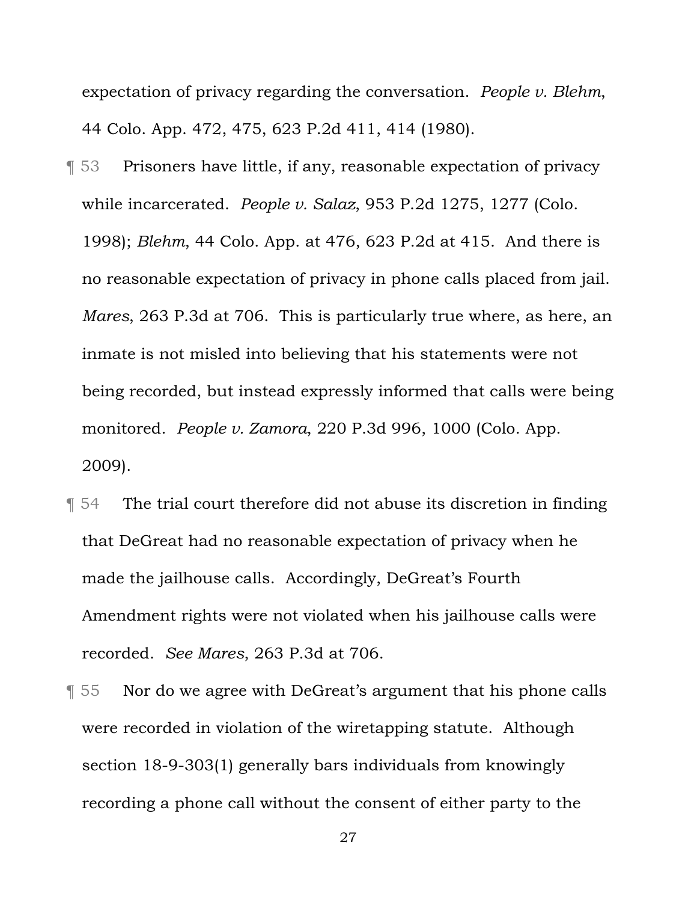expectation of privacy regarding the conversation. *People v. Blehm*, 44 Colo. App. 472, 475, 623 P.2d 411, 414 (1980).

¶ 53 Prisoners have little, if any, reasonable expectation of privacy while incarcerated. *People v. Salaz*, 953 P.2d 1275, 1277 (Colo. 1998); *Blehm*, 44 Colo. App. at 476, 623 P.2d at 415. And there is no reasonable expectation of privacy in phone calls placed from jail. *Mares*, 263 P.3d at 706. This is particularly true where, as here, an inmate is not misled into believing that his statements were not being recorded, but instead expressly informed that calls were being monitored. *People v. Zamora*, 220 P.3d 996, 1000 (Colo. App. 2009).

¶ 54 The trial court therefore did not abuse its discretion in finding that DeGreat had no reasonable expectation of privacy when he made the jailhouse calls. Accordingly, DeGreat's Fourth Amendment rights were not violated when his jailhouse calls were recorded. *See Mares*, 263 P.3d at 706.

¶ 55 Nor do we agree with DeGreat's argument that his phone calls were recorded in violation of the wiretapping statute. Although section 18-9-303(1) generally bars individuals from knowingly recording a phone call without the consent of either party to the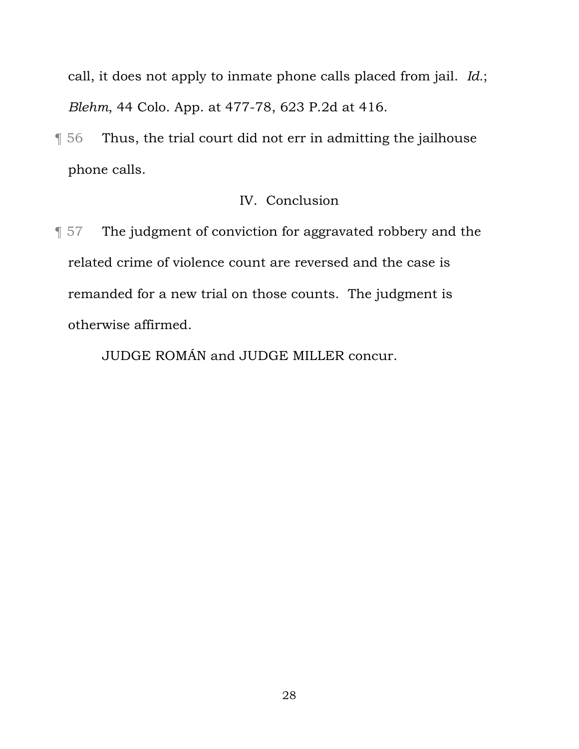call, it does not apply to inmate phone calls placed from jail. *Id.*; *Blehm*, 44 Colo. App. at 477-78, 623 P.2d at 416.

¶ 56 Thus, the trial court did not err in admitting the jailhouse phone calls.

## IV. Conclusion

¶ 57 The judgment of conviction for aggravated robbery and the related crime of violence count are reversed and the case is remanded for a new trial on those counts. The judgment is otherwise affirmed.

JUDGE ROMÁN and JUDGE MILLER concur.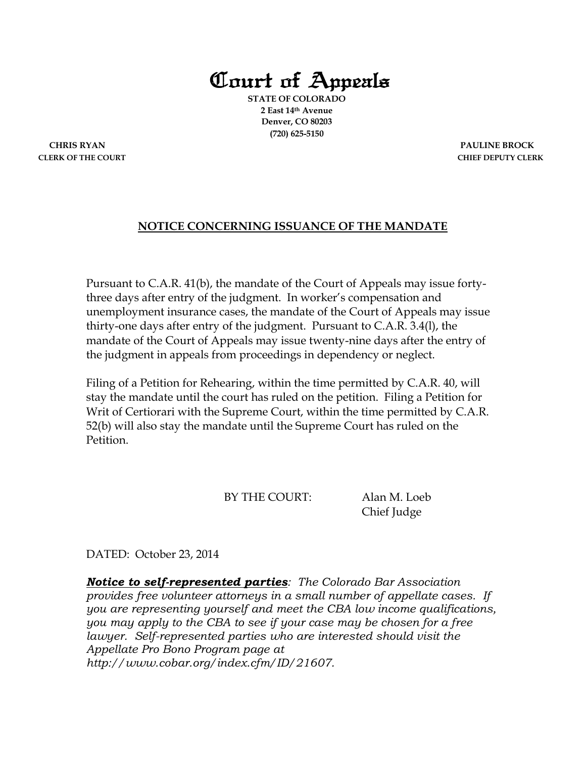# Court of Appeals

**STATE OF COLORADO**
**2 East 14th Avenue**
**Denver, CO 80203**
**(720) 625-5150**

**CHRIS RYAN**
**CLERK OF THE COURT**

**PAULINE BROCK**
**CHIEF DEPUTY CLERK**

## NOTICE CONCERNING ISSUANCE OF THE MANDATE

Pursuant to C.A.R. 41(b), the mandate of the Court of Appeals may issue forty-three days after entry of the judgment. In worker's compensation and unemployment insurance cases, the mandate of the Court of Appeals may issue thirty-one days after entry of the judgment. Pursuant to C.A.R. 3.4(l), the mandate of the Court of Appeals may issue twenty-nine days after the entry of the judgment in appeals from proceedings in dependency or neglect.

Filing of a Petition for Rehearing, within the time permitted by C.A.R. 40, will stay the mandate until the court has ruled on the petition. Filing a Petition for Writ of Certiorari with the Supreme Court, within the time permitted by C.A.R. 52(b) will also stay the mandate until the Supreme Court has ruled on the Petition.

BY THE COURT: Alan M. Loeb
Chief Judge

DATED: October 23, 2014

***Notice to self-represented parties****: The Colorado Bar Association provides free volunteer attorneys in a small number of appellate cases. If you are representing yourself and meet the CBA low income qualifications, you may apply to the CBA to see if your case may be chosen for a free lawyer. Self-represented parties who are interested should visit the Appellate Pro Bono Program page at http://www.cobar.org/index.cfm/ID/21607.*